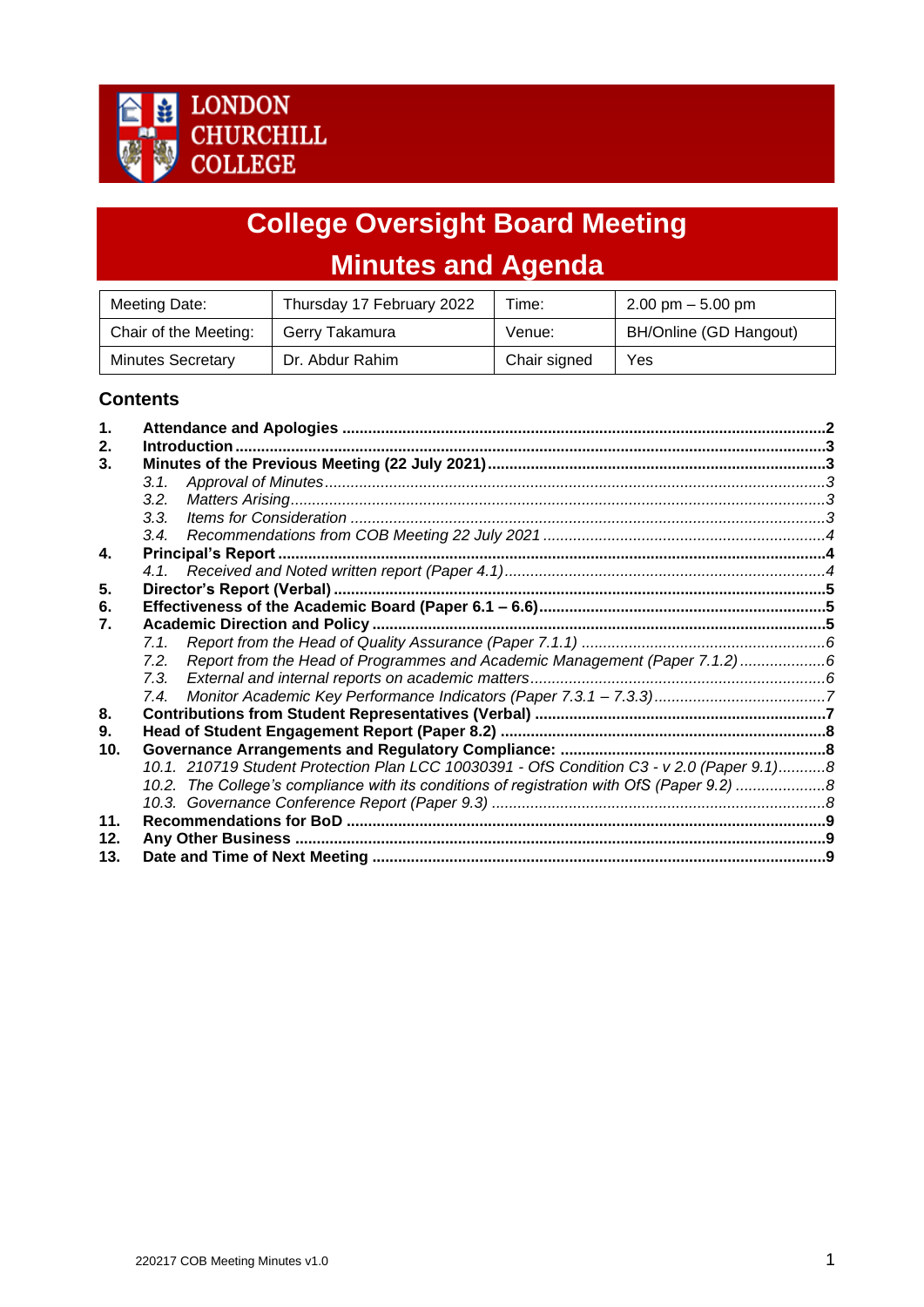LONDON CHURCHILL COLLEGE

# College Oversight Board Meeting
# Minutes and Agenda

| Meeting Date: | Thursday 17 February 2022 | Time: | 2.00 pm – 5.00 pm |
|---|---|---|---|
| Chair of the Meeting: | Gerry Takamura | Venue: | BH/Online (GD Hangout) |
| Minutes Secretary | Dr. Abdur Rahim | Chair signed | Yes |

## Contents

**1. Attendance and Apologies** ........ 2
**2. Introduction** ........ 3
**3. Minutes of the Previous Meeting (22 July 2021)** ........ 3
- *3.1. Approval of Minutes* ........ 3
- *3.2. Matters Arising* ........ 3
- *3.3. Items for Consideration* ........ 3
- *3.4. Recommendations from COB Meeting 22 July 2021* ........ 4

**4. Principal's Report** ........ 4
- *4.1. Received and Noted written report (Paper 4.1)* ........ 4

**5. Director's Report (Verbal)** ........ 5
**6. Effectiveness of the Academic Board (Paper 6.1 – 6.6)** ........ 5
**7. Academic Direction and Policy** ........ 5
- *7.1. Report from the Head of Quality Assurance (Paper 7.1.1)* ........ 6
- *7.2. Report from the Head of Programmes and Academic Management (Paper 7.1.2)* ........ 6
- *7.3. External and internal reports on academic matters* ........ 6
- *7.4. Monitor Academic Key Performance Indicators (Paper 7.3.1 – 7.3.3)* ........ 7

**8. Contributions from Student Representatives (Verbal)** ........ 7
**9. Head of Student Engagement Report (Paper 8.2)** ........ 8
**10. Governance Arrangements and Regulatory Compliance:** ........ 8
- *10.1. 210719 Student Protection Plan LCC 10030391 - OfS Condition C3 - v 2.0 (Paper 9.1)* ........ 8
- *10.2. The College's compliance with its conditions of registration with OfS (Paper 9.2)* ........ 8
- *10.3. Governance Conference Report (Paper 9.3)* ........ 8

**11. Recommendations for BoD** ........ 9
**12. Any Other Business** ........ 9
**13. Date and Time of Next Meeting** ........ 9

220217 COB Meeting Minutes v1.0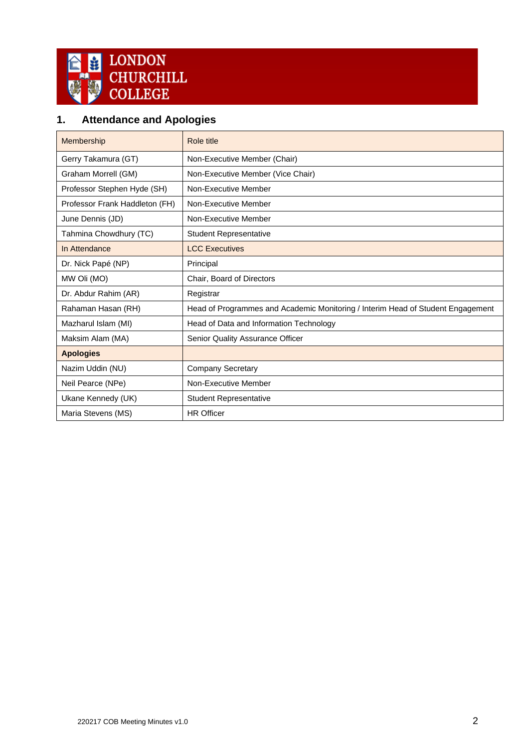## 1. Attendance and Apologies

| Membership | Role title |
|---|---|
| Gerry Takamura (GT) | Non-Executive Member (Chair) |
| Graham Morrell (GM) | Non-Executive Member (Vice Chair) |
| Professor Stephen Hyde (SH) | Non-Executive Member |
| Professor Frank Haddleton (FH) | Non-Executive Member |
| June Dennis (JD) | Non-Executive Member |
| Tahmina Chowdhury (TC) | Student Representative |
| In Attendance | LCC Executives |
| Dr. Nick Papé (NP) | Principal |
| MW Oli (MO) | Chair, Board of Directors |
| Dr. Abdur Rahim (AR) | Registrar |
| Rahaman Hasan (RH) | Head of Programmes and Academic Monitoring / Interim Head of Student Engagement |
| Mazharul Islam (MI) | Head of Data and Information Technology |
| Maksim Alam (MA) | Senior Quality Assurance Officer |
| **Apologies** | |
| Nazim Uddin (NU) | Company Secretary |
| Neil Pearce (NPe) | Non-Executive Member |
| Ukane Kennedy (UK) | Student Representative |
| Maria Stevens (MS) | HR Officer |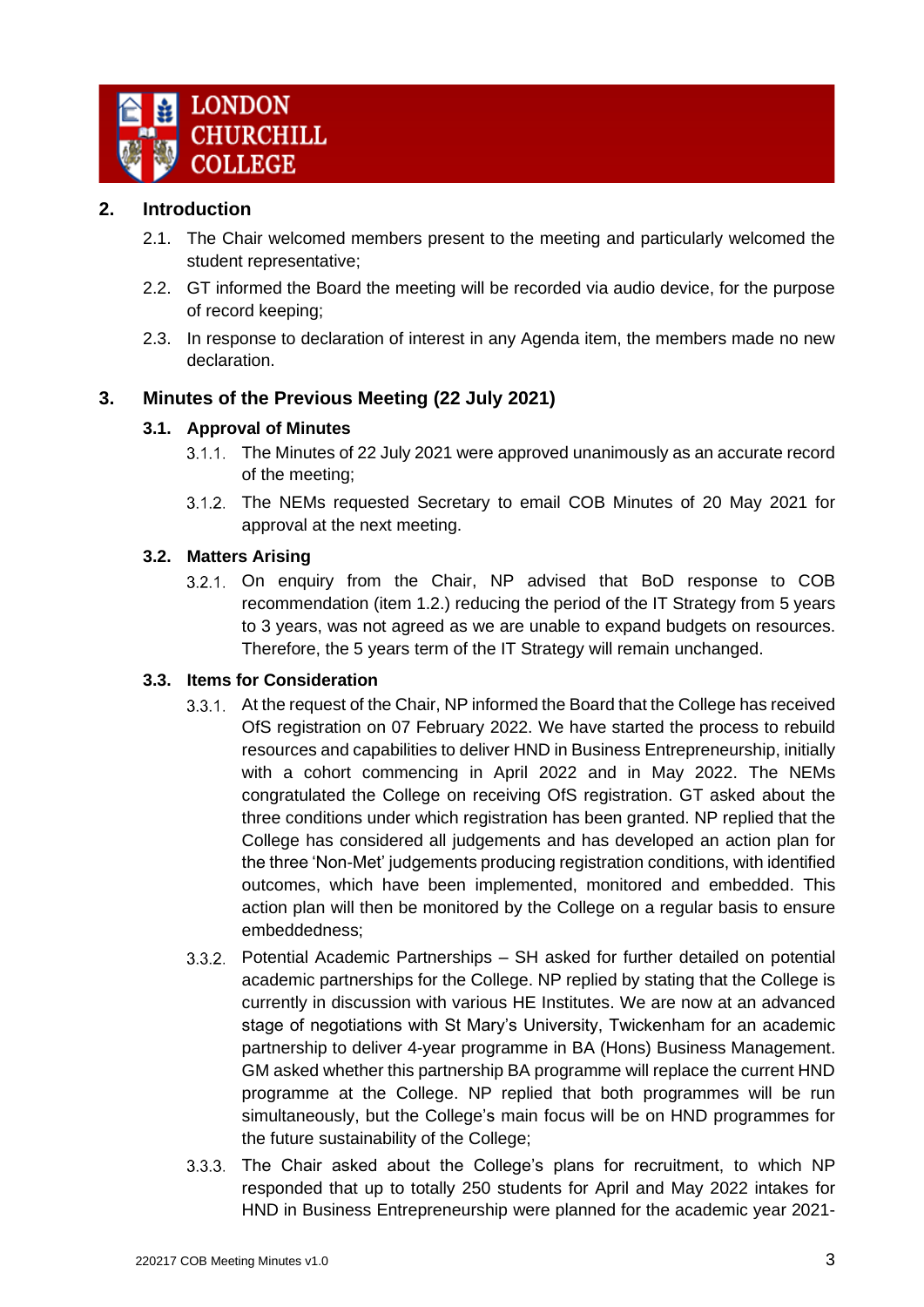## 2. Introduction

2.1. The Chair welcomed members present to the meeting and particularly welcomed the student representative;

2.2. GT informed the Board the meeting will be recorded via audio device, for the purpose of record keeping;

2.3. In response to declaration of interest in any Agenda item, the members made no new declaration.

## 3. Minutes of the Previous Meeting (22 July 2021)

### 3.1. Approval of Minutes

3.1.1. The Minutes of 22 July 2021 were approved unanimously as an accurate record of the meeting;

3.1.2. The NEMs requested Secretary to email COB Minutes of 20 May 2021 for approval at the next meeting.

### 3.2. Matters Arising

3.2.1. On enquiry from the Chair, NP advised that BoD response to COB recommendation (item 1.2.) reducing the period of the IT Strategy from 5 years to 3 years, was not agreed as we are unable to expand budgets on resources. Therefore, the 5 years term of the IT Strategy will remain unchanged.

### 3.3. Items for Consideration

3.3.1. At the request of the Chair, NP informed the Board that the College has received OfS registration on 07 February 2022. We have started the process to rebuild resources and capabilities to deliver HND in Business Entrepreneurship, initially with a cohort commencing in April 2022 and in May 2022. The NEMs congratulated the College on receiving OfS registration. GT asked about the three conditions under which registration has been granted. NP replied that the College has considered all judgements and has developed an action plan for the three 'Non-Met' judgements producing registration conditions, with identified outcomes, which have been implemented, monitored and embedded. This action plan will then be monitored by the College on a regular basis to ensure embeddedness;

3.3.2. Potential Academic Partnerships – SH asked for further detailed on potential academic partnerships for the College. NP replied by stating that the College is currently in discussion with various HE Institutes. We are now at an advanced stage of negotiations with St Mary's University, Twickenham for an academic partnership to deliver 4-year programme in BA (Hons) Business Management. GM asked whether this partnership BA programme will replace the current HND programme at the College. NP replied that both programmes will be run simultaneously, but the College's main focus will be on HND programmes for the future sustainability of the College;

3.3.3. The Chair asked about the College's plans for recruitment, to which NP responded that up to totally 250 students for April and May 2022 intakes for HND in Business Entrepreneurship were planned for the academic year 2021-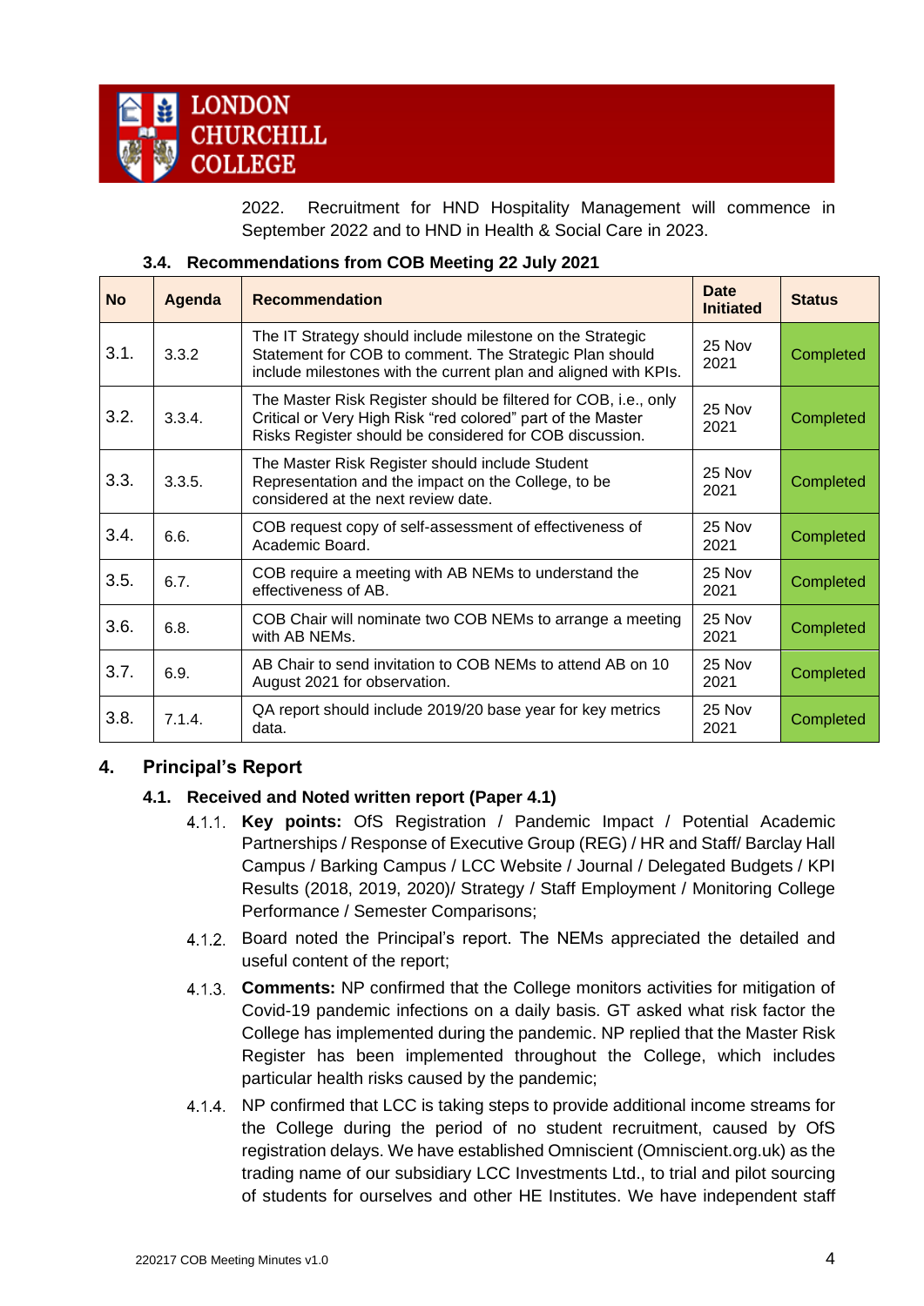2022. Recruitment for HND Hospitality Management will commence in September 2022 and to HND in Health & Social Care in 2023.

### 3.4. Recommendations from COB Meeting 22 July 2021

| No | Agenda | Recommendation | Date Initiated | Status |
|---|---|---|---|---|
| 3.1. | 3.3.2 | The IT Strategy should include milestone on the Strategic Statement for COB to comment. The Strategic Plan should include milestones with the current plan and aligned with KPIs. | 25 Nov 2021 | Completed |
| 3.2. | 3.3.4. | The Master Risk Register should be filtered for COB, i.e., only Critical or Very High Risk "red colored" part of the Master Risks Register should be considered for COB discussion. | 25 Nov 2021 | Completed |
| 3.3. | 3.3.5. | The Master Risk Register should include Student Representation and the impact on the College, to be considered at the next review date. | 25 Nov 2021 | Completed |
| 3.4. | 6.6. | COB request copy of self-assessment of effectiveness of Academic Board. | 25 Nov 2021 | Completed |
| 3.5. | 6.7. | COB require a meeting with AB NEMs to understand the effectiveness of AB. | 25 Nov 2021 | Completed |
| 3.6. | 6.8. | COB Chair will nominate two COB NEMs to arrange a meeting with AB NEMs. | 25 Nov 2021 | Completed |
| 3.7. | 6.9. | AB Chair to send invitation to COB NEMs to attend AB on 10 August 2021 for observation. | 25 Nov 2021 | Completed |
| 3.8. | 7.1.4. | QA report should include 2019/20 base year for key metrics data. | 25 Nov 2021 | Completed |

## 4. Principal's Report

### 4.1. Received and Noted written report (Paper 4.1)

4.1.1. **Key points:** OfS Registration / Pandemic Impact / Potential Academic Partnerships / Response of Executive Group (REG) / HR and Staff/ Barclay Hall Campus / Barking Campus / LCC Website / Journal / Delegated Budgets / KPI Results (2018, 2019, 2020)/ Strategy / Staff Employment / Monitoring College Performance / Semester Comparisons;

4.1.2. Board noted the Principal's report. The NEMs appreciated the detailed and useful content of the report;

4.1.3. **Comments:** NP confirmed that the College monitors activities for mitigation of Covid-19 pandemic infections on a daily basis. GT asked what risk factor the College has implemented during the pandemic. NP replied that the Master Risk Register has been implemented throughout the College, which includes particular health risks caused by the pandemic;

4.1.4. NP confirmed that LCC is taking steps to provide additional income streams for the College during the period of no student recruitment, caused by OfS registration delays. We have established Omniscient (Omniscient.org.uk) as the trading name of our subsidiary LCC Investments Ltd., to trial and pilot sourcing of students for ourselves and other HE Institutes. We have independent staff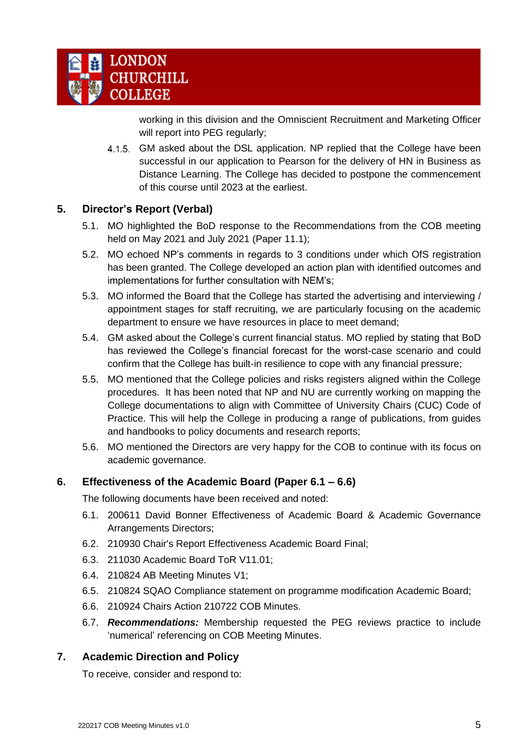working in this division and the Omniscient Recruitment and Marketing Officer will report into PEG regularly;

4.1.5. GM asked about the DSL application. NP replied that the College have been successful in our application to Pearson for the delivery of HN in Business as Distance Learning. The College has decided to postpone the commencement of this course until 2023 at the earliest.

## 5. Director's Report (Verbal)

5.1. MO highlighted the BoD response to the Recommendations from the COB meeting held on May 2021 and July 2021 (Paper 11.1);

5.2. MO echoed NP's comments in regards to 3 conditions under which OfS registration has been granted. The College developed an action plan with identified outcomes and implementations for further consultation with NEM's;

5.3. MO informed the Board that the College has started the advertising and interviewing / appointment stages for staff recruiting, we are particularly focusing on the academic department to ensure we have resources in place to meet demand;

5.4. GM asked about the College's current financial status. MO replied by stating that BoD has reviewed the College's financial forecast for the worst-case scenario and could confirm that the College has built-in resilience to cope with any financial pressure;

5.5. MO mentioned that the College policies and risks registers aligned within the College procedures. It has been noted that NP and NU are currently working on mapping the College documentations to align with Committee of University Chairs (CUC) Code of Practice. This will help the College in producing a range of publications, from guides and handbooks to policy documents and research reports;

5.6. MO mentioned the Directors are very happy for the COB to continue with its focus on academic governance.

## 6. Effectiveness of the Academic Board (Paper 6.1 – 6.6)

The following documents have been received and noted:

6.1. 200611 David Bonner Effectiveness of Academic Board & Academic Governance Arrangements Directors;

6.2. 210930 Chair's Report Effectiveness Academic Board Final;

6.3. 211030 Academic Board ToR V11.01;

6.4. 210824 AB Meeting Minutes V1;

6.5. 210824 SQAO Compliance statement on programme modification Academic Board;

6.6. 210924 Chairs Action 210722 COB Minutes.

6.7. ***Recommendations:*** Membership requested the PEG reviews practice to include 'numerical' referencing on COB Meeting Minutes.

## 7. Academic Direction and Policy

To receive, consider and respond to: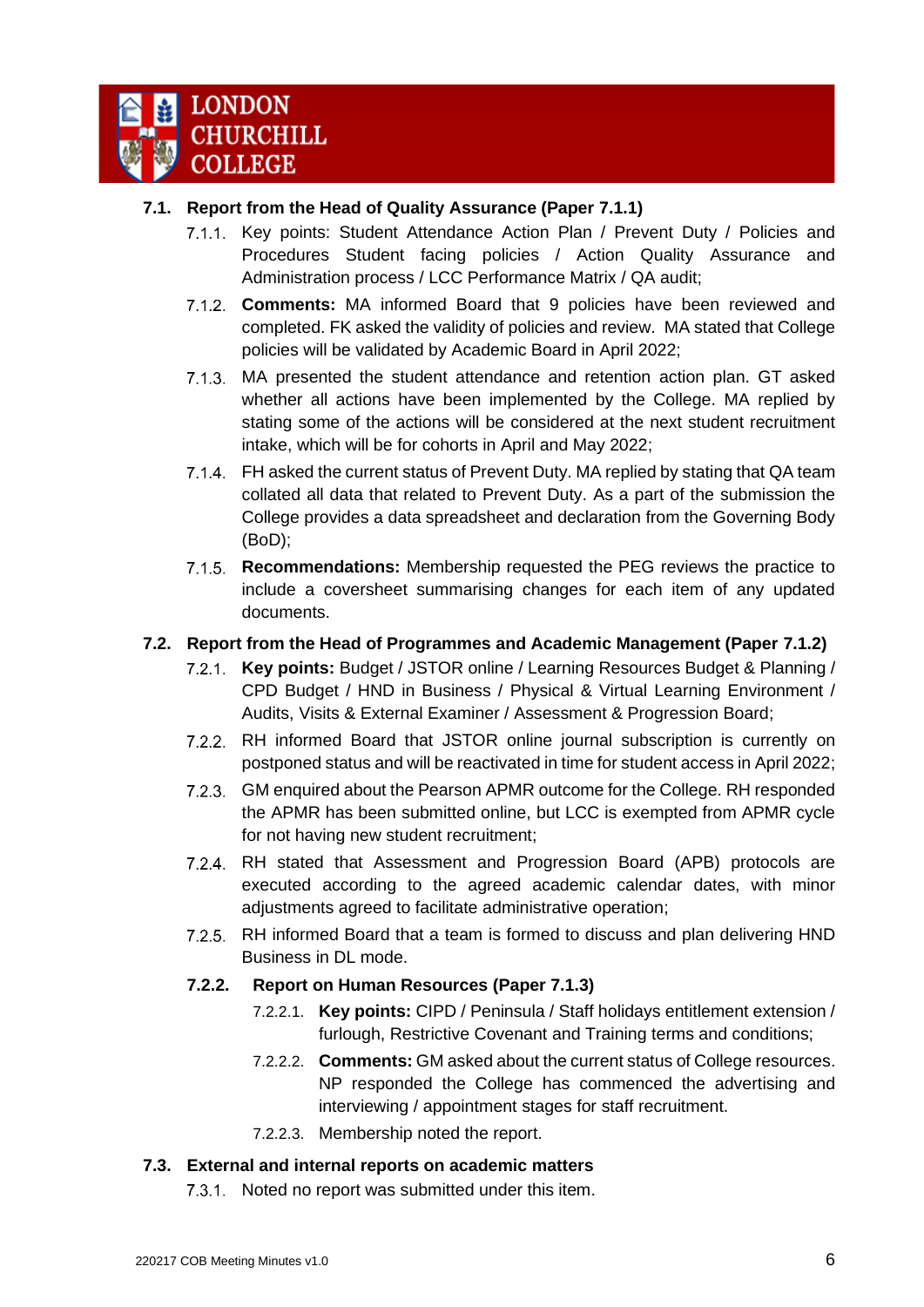**LONDON CHURCHILL COLLEGE**

### 7.1. Report from the Head of Quality Assurance (Paper 7.1.1)

7.1.1. Key points: Student Attendance Action Plan / Prevent Duty / Policies and Procedures Student facing policies / Action Quality Assurance and Administration process / LCC Performance Matrix / QA audit;

7.1.2. **Comments:** MA informed Board that 9 policies have been reviewed and completed. FK asked the validity of policies and review. MA stated that College policies will be validated by Academic Board in April 2022;

7.1.3. MA presented the student attendance and retention action plan. GT asked whether all actions have been implemented by the College. MA replied by stating some of the actions will be considered at the next student recruitment intake, which will be for cohorts in April and May 2022;

7.1.4. FH asked the current status of Prevent Duty. MA replied by stating that QA team collated all data that related to Prevent Duty. As a part of the submission the College provides a data spreadsheet and declaration from the Governing Body (BoD);

7.1.5. **Recommendations:** Membership requested the PEG reviews the practice to include a coversheet summarising changes for each item of any updated documents.

### 7.2. Report from the Head of Programmes and Academic Management (Paper 7.1.2)

7.2.1. **Key points:** Budget / JSTOR online / Learning Resources Budget & Planning / CPD Budget / HND in Business / Physical & Virtual Learning Environment / Audits, Visits & External Examiner / Assessment & Progression Board;

7.2.2. RH informed Board that JSTOR online journal subscription is currently on postponed status and will be reactivated in time for student access in April 2022;

7.2.3. GM enquired about the Pearson APMR outcome for the College. RH responded the APMR has been submitted online, but LCC is exempted from APMR cycle for not having new student recruitment;

7.2.4. RH stated that Assessment and Progression Board (APB) protocols are executed according to the agreed academic calendar dates, with minor adjustments agreed to facilitate administrative operation;

7.2.5. RH informed Board that a team is formed to discuss and plan delivering HND Business in DL mode.

#### 7.2.2. Report on Human Resources (Paper 7.1.3)

7.2.2.1. **Key points:** CIPD / Peninsula / Staff holidays entitlement extension / furlough, Restrictive Covenant and Training terms and conditions;

7.2.2.2. **Comments:** GM asked about the current status of College resources. NP responded the College has commenced the advertising and interviewing / appointment stages for staff recruitment.

7.2.2.3. Membership noted the report.

### 7.3. External and internal reports on academic matters

7.3.1. Noted no report was submitted under this item.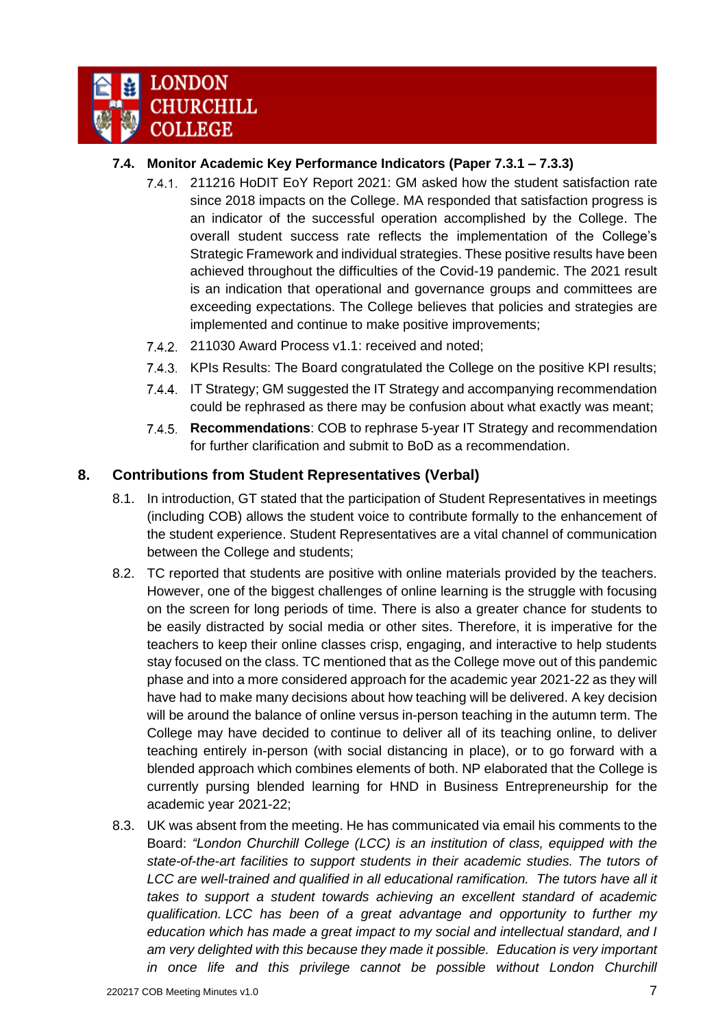### 7.4. Monitor Academic Key Performance Indicators (Paper 7.3.1 – 7.3.3)

7.4.1. 211216 HoDIT EoY Report 2021: GM asked how the student satisfaction rate since 2018 impacts on the College. MA responded that satisfaction progress is an indicator of the successful operation accomplished by the College. The overall student success rate reflects the implementation of the College's Strategic Framework and individual strategies. These positive results have been achieved throughout the difficulties of the Covid-19 pandemic. The 2021 result is an indication that operational and governance groups and committees are exceeding expectations. The College believes that policies and strategies are implemented and continue to make positive improvements;

7.4.2. 211030 Award Process v1.1: received and noted;

7.4.3. KPIs Results: The Board congratulated the College on the positive KPI results;

7.4.4. IT Strategy; GM suggested the IT Strategy and accompanying recommendation could be rephrased as there may be confusion about what exactly was meant;

7.4.5. **Recommendations**: COB to rephrase 5-year IT Strategy and recommendation for further clarification and submit to BoD as a recommendation.

## 8. Contributions from Student Representatives (Verbal)

8.1. In introduction, GT stated that the participation of Student Representatives in meetings (including COB) allows the student voice to contribute formally to the enhancement of the student experience. Student Representatives are a vital channel of communication between the College and students;

8.2. TC reported that students are positive with online materials provided by the teachers. However, one of the biggest challenges of online learning is the struggle with focusing on the screen for long periods of time. There is also a greater chance for students to be easily distracted by social media or other sites. Therefore, it is imperative for the teachers to keep their online classes crisp, engaging, and interactive to help students stay focused on the class. TC mentioned that as the College move out of this pandemic phase and into a more considered approach for the academic year 2021-22 as they will have had to make many decisions about how teaching will be delivered. A key decision will be around the balance of online versus in-person teaching in the autumn term. The College may have decided to continue to deliver all of its teaching online, to deliver teaching entirely in-person (with social distancing in place), or to go forward with a blended approach which combines elements of both. NP elaborated that the College is currently pursing blended learning for HND in Business Entrepreneurship for the academic year 2021-22;

8.3. UK was absent from the meeting. He has communicated via email his comments to the Board: *"London Churchill College (LCC) is an institution of class, equipped with the state-of-the-art facilities to support students in their academic studies. The tutors of LCC are well-trained and qualified in all educational ramification. The tutors have all it takes to support a student towards achieving an excellent standard of academic qualification. LCC has been of a great advantage and opportunity to further my education which has made a great impact to my social and intellectual standard, and I am very delighted with this because they made it possible. Education is very important in once life and this privilege cannot be possible without London Churchill*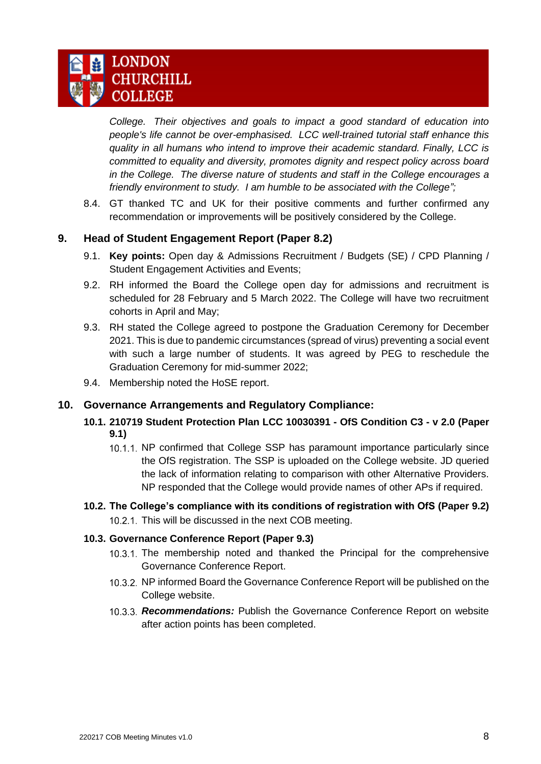*College. Their objectives and goals to impact a good standard of education into people's life cannot be over-emphasised. LCC well-trained tutorial staff enhance this quality in all humans who intend to improve their academic standard. Finally, LCC is committed to equality and diversity, promotes dignity and respect policy across board in the College. The diverse nature of students and staff in the College encourages a friendly environment to study. I am humble to be associated with the College";*

8.4. GT thanked TC and UK for their positive comments and further confirmed any recommendation or improvements will be positively considered by the College.

## 9. Head of Student Engagement Report (Paper 8.2)

9.1. **Key points:** Open day & Admissions Recruitment / Budgets (SE) / CPD Planning / Student Engagement Activities and Events;

9.2. RH informed the Board the College open day for admissions and recruitment is scheduled for 28 February and 5 March 2022. The College will have two recruitment cohorts in April and May;

9.3. RH stated the College agreed to postpone the Graduation Ceremony for December 2021. This is due to pandemic circumstances (spread of virus) preventing a social event with such a large number of students. It was agreed by PEG to reschedule the Graduation Ceremony for mid-summer 2022;

9.4. Membership noted the HoSE report.

## 10. Governance Arrangements and Regulatory Compliance:

### 10.1. 210719 Student Protection Plan LCC 10030391 - OfS Condition C3 - v 2.0 (Paper 9.1)

10.1.1. NP confirmed that College SSP has paramount importance particularly since the OfS registration. The SSP is uploaded on the College website. JD queried the lack of information relating to comparison with other Alternative Providers. NP responded that the College would provide names of other APs if required.

### 10.2. The College's compliance with its conditions of registration with OfS (Paper 9.2)

10.2.1. This will be discussed in the next COB meeting.

### 10.3. Governance Conference Report (Paper 9.3)

10.3.1. The membership noted and thanked the Principal for the comprehensive Governance Conference Report.

10.3.2. NP informed Board the Governance Conference Report will be published on the College website.

10.3.3. ***Recommendations:*** Publish the Governance Conference Report on website after action points has been completed.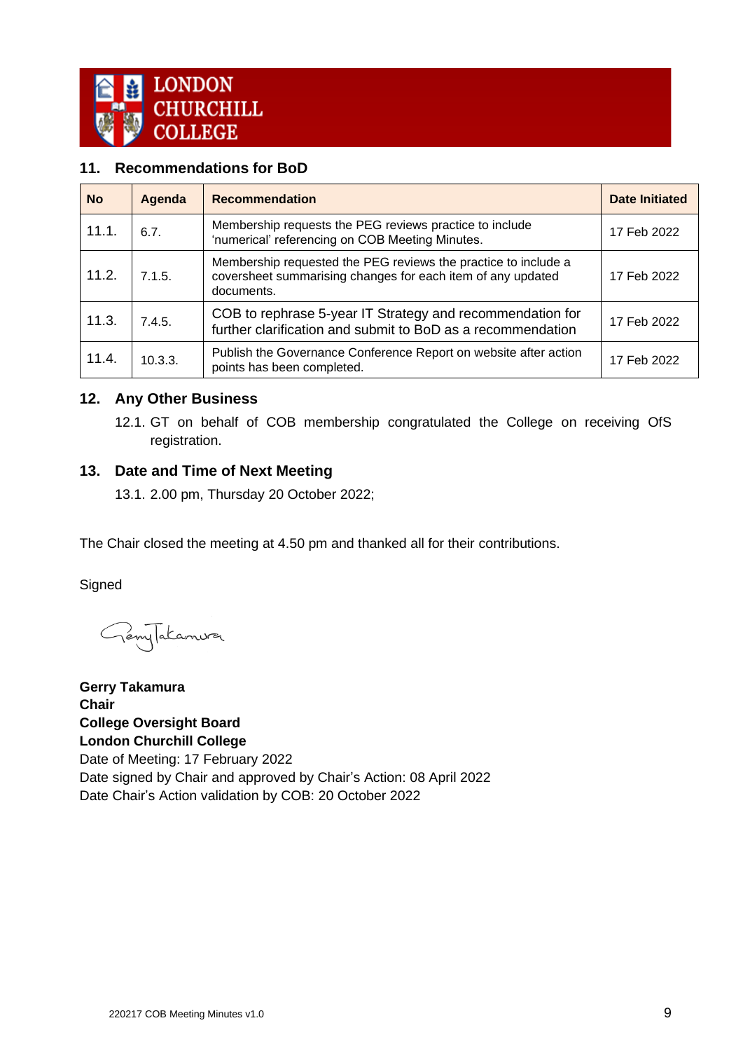## 11. Recommendations for BoD

| No | Agenda | Recommendation | Date Initiated |
|---|---|---|---|
| 11.1. | 6.7. | Membership requests the PEG reviews practice to include 'numerical' referencing on COB Meeting Minutes. | 17 Feb 2022 |
| 11.2. | 7.1.5. | Membership requested the PEG reviews the practice to include a coversheet summarising changes for each item of any updated documents. | 17 Feb 2022 |
| 11.3. | 7.4.5. | COB to rephrase 5-year IT Strategy and recommendation for further clarification and submit to BoD as a recommendation | 17 Feb 2022 |
| 11.4. | 10.3.3. | Publish the Governance Conference Report on website after action points has been completed. | 17 Feb 2022 |

## 12. Any Other Business

12.1. GT on behalf of COB membership congratulated the College on receiving OfS registration.

## 13. Date and Time of Next Meeting

13.1. 2.00 pm, Thursday 20 October 2022;

The Chair closed the meeting at 4.50 pm and thanked all for their contributions.

Signed

Gerry Takamura

**Gerry Takamura**
**Chair**
**College Oversight Board**
**London Churchill College**
Date of Meeting: 17 February 2022
Date signed by Chair and approved by Chair's Action: 08 April 2022
Date Chair's Action validation by COB: 20 October 2022